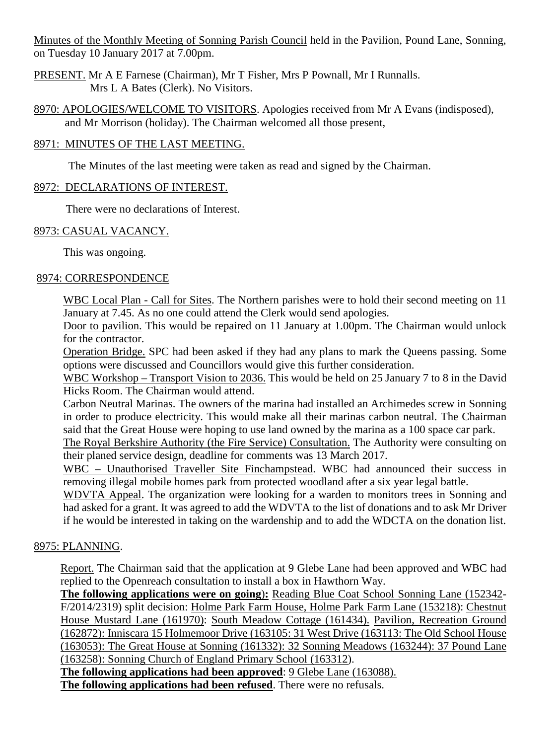Minutes of the Monthly Meeting of Sonning Parish Council held in the Pavilion, Pound Lane, Sonning, on Tuesday 10 January 2017 at 7.00pm.

PRESENT. Mr A E Farnese (Chairman), Mr T Fisher, Mrs P Pownall, Mr I Runnalls.
Mrs L A Bates (Clerk). No Visitors.

8970: APOLOGIES/WELCOME TO VISITORS. Apologies received from Mr A Evans (indisposed), and Mr Morrison (holiday). The Chairman welcomed all those present,

8971: MINUTES OF THE LAST MEETING.

The Minutes of the last meeting were taken as read and signed by the Chairman.

8972: DECLARATIONS OF INTEREST.

There were no declarations of Interest.

8973: CASUAL VACANCY.

This was ongoing.

8974: CORRESPONDENCE

WBC Local Plan - Call for Sites. The Northern parishes were to hold their second meeting on 11 January at 7.45. As no one could attend the Clerk would send apologies.

Door to pavilion. This would be repaired on 11 January at 1.00pm. The Chairman would unlock for the contractor.

Operation Bridge. SPC had been asked if they had any plans to mark the Queens passing. Some options were discussed and Councillors would give this further consideration.

WBC Workshop – Transport Vision to 2036. This would be held on 25 January 7 to 8 in the David Hicks Room. The Chairman would attend.

Carbon Neutral Marinas. The owners of the marina had installed an Archimedes screw in Sonning in order to produce electricity. This would make all their marinas carbon neutral. The Chairman said that the Great House were hoping to use land owned by the marina as a 100 space car park.

The Royal Berkshire Authority (the Fire Service) Consultation. The Authority were consulting on their planed service design, deadline for comments was 13 March 2017.

WBC – Unauthorised Traveller Site Finchampstead. WBC had announced their success in removing illegal mobile homes park from protected woodland after a six year legal battle.

WDVTA Appeal. The organization were looking for a warden to monitors trees in Sonning and had asked for a grant. It was agreed to add the WDVTA to the list of donations and to ask Mr Driver if he would be interested in taking on the wardenship and to add the WDCTA on the donation list.

8975: PLANNING.

Report. The Chairman said that the application at 9 Glebe Lane had been approved and WBC had replied to the Openreach consultation to install a box in Hawthorn Way.

**The following applications were on going):** Reading Blue Coat School Sonning Lane (152342-F/2014/2319) split decision: Holme Park Farm House, Holme Park Farm Lane (153218): Chestnut House Mustard Lane (161970): South Meadow Cottage (161434). Pavilion, Recreation Ground (162872): Inniscara 15 Holmemoor Drive (163105: 31 West Drive (163113: The Old School House (163053): The Great House at Sonning (161332): 32 Sonning Meadows (163244): 37 Pound Lane (163258): Sonning Church of England Primary School (163312).

**The following applications had been approved**: 9 Glebe Lane (163088).

**The following applications had been refused**. There were no refusals.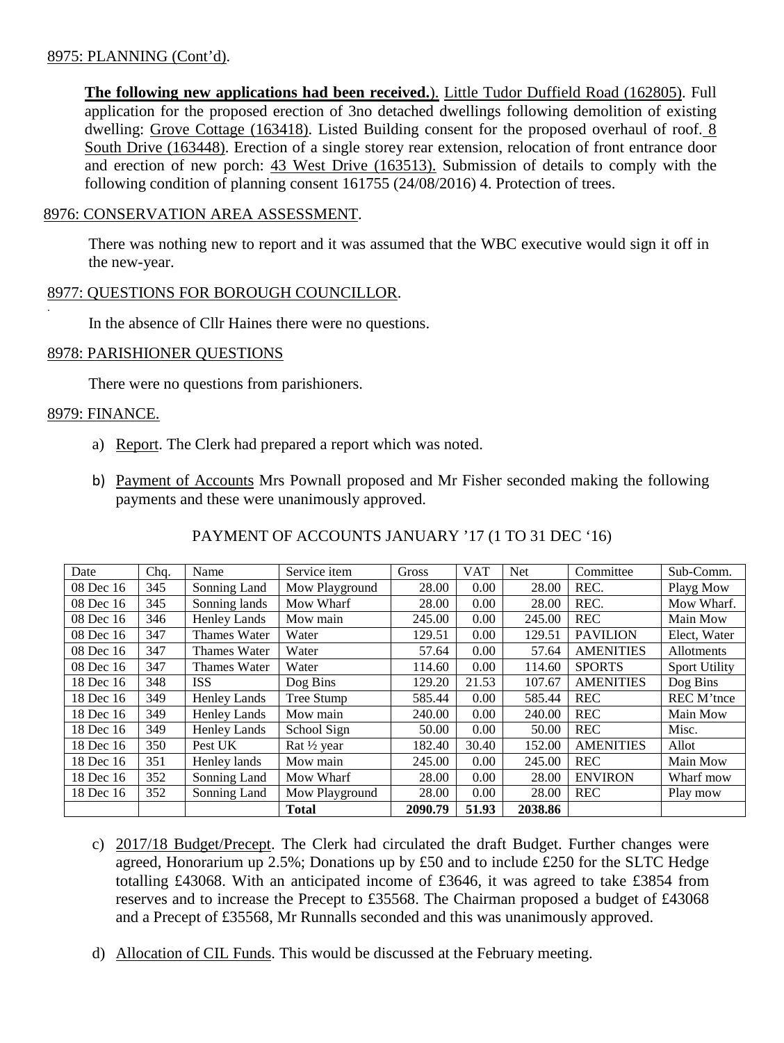8975: PLANNING (Cont'd).

**The following new applications had been received.**). Little Tudor Duffield Road (162805). Full application for the proposed erection of 3no detached dwellings following demolition of existing dwelling: Grove Cottage (163418). Listed Building consent for the proposed overhaul of roof. 8 South Drive (163448). Erection of a single storey rear extension, relocation of front entrance door and erection of new porch: 43 West Drive (163513). Submission of details to comply with the following condition of planning consent 161755 (24/08/2016) 4. Protection of trees.

8976: CONSERVATION AREA ASSESSMENT.

There was nothing new to report and it was assumed that the WBC executive would sign it off in the new-year.

8977: QUESTIONS FOR BOROUGH COUNCILLOR.

In the absence of Cllr Haines there were no questions.

8978: PARISHIONER QUESTIONS

There were no questions from parishioners.

8979: FINANCE.

a) Report. The Clerk had prepared a report which was noted.

b) Payment of Accounts Mrs Pownall proposed and Mr Fisher seconded making the following payments and these were unanimously approved.

PAYMENT OF ACCOUNTS JANUARY '17 (1 TO 31 DEC '16)

| Date | Chq. | Name | Service item | Gross | VAT | Net | Committee | Sub-Comm. |
|---|---|---|---|---|---|---|---|---|
| 08 Dec 16 | 345 | Sonning Land | Mow Playground | 28.00 | 0.00 | 28.00 | REC. | Playg Mow |
| 08 Dec 16 | 345 | Sonning lands | Mow Wharf | 28.00 | 0.00 | 28.00 | REC. | Mow Wharf. |
| 08 Dec 16 | 346 | Henley Lands | Mow main | 245.00 | 0.00 | 245.00 | REC | Main Mow |
| 08 Dec 16 | 347 | Thames Water | Water | 129.51 | 0.00 | 129.51 | PAVILION | Elect, Water |
| 08 Dec 16 | 347 | Thames Water | Water | 57.64 | 0.00 | 57.64 | AMENITIES | Allotments |
| 08 Dec 16 | 347 | Thames Water | Water | 114.60 | 0.00 | 114.60 | SPORTS | Sport Utility |
| 18 Dec 16 | 348 | ISS | Dog Bins | 129.20 | 21.53 | 107.67 | AMENITIES | Dog Bins |
| 18 Dec 16 | 349 | Henley Lands | Tree Stump | 585.44 | 0.00 | 585.44 | REC | REC M'tnce |
| 18 Dec 16 | 349 | Henley Lands | Mow main | 240.00 | 0.00 | 240.00 | REC | Main Mow |
| 18 Dec 16 | 349 | Henley Lands | School Sign | 50.00 | 0.00 | 50.00 | REC | Misc. |
| 18 Dec 16 | 350 | Pest UK | Rat ½ year | 182.40 | 30.40 | 152.00 | AMENITIES | Allot |
| 18 Dec 16 | 351 | Henley lands | Mow main | 245.00 | 0.00 | 245.00 | REC | Main Mow |
| 18 Dec 16 | 352 | Sonning Land | Mow Wharf | 28.00 | 0.00 | 28.00 | ENVIRON | Wharf mow |
| 18 Dec 16 | 352 | Sonning Land | Mow Playground | 28.00 | 0.00 | 28.00 | REC | Play mow |
| | | | **Total** | **2090.79** | **51.93** | **2038.86** | | |

c) 2017/18 Budget/Precept. The Clerk had circulated the draft Budget. Further changes were agreed, Honorarium up 2.5%; Donations up by £50 and to include £250 for the SLTC Hedge totalling £43068. With an anticipated income of £3646, it was agreed to take £3854 from reserves and to increase the Precept to £35568. The Chairman proposed a budget of £43068 and a Precept of £35568, Mr Runnalls seconded and this was unanimously approved.

d) Allocation of CIL Funds. This would be discussed at the February meeting.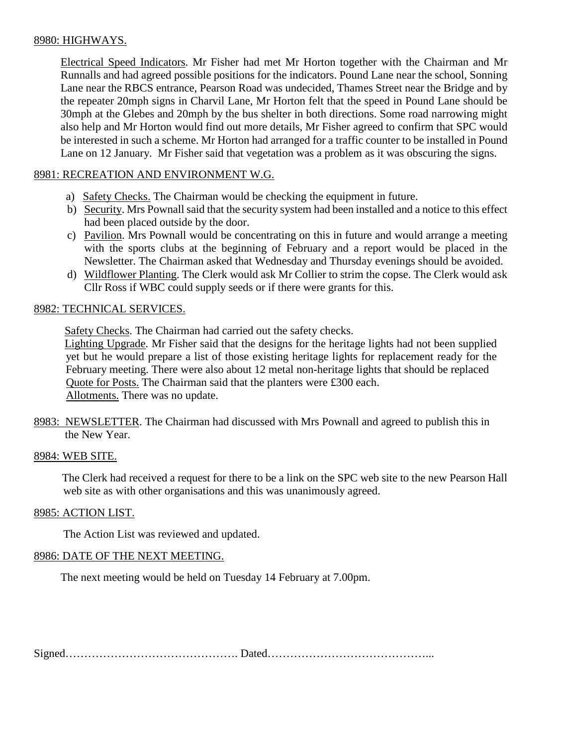8980: HIGHWAYS.

Electrical Speed Indicators. Mr Fisher had met Mr Horton together with the Chairman and Mr Runnalls and had agreed possible positions for the indicators. Pound Lane near the school, Sonning Lane near the RBCS entrance, Pearson Road was undecided, Thames Street near the Bridge and by the repeater 20mph signs in Charvil Lane, Mr Horton felt that the speed in Pound Lane should be 30mph at the Glebes and 20mph by the bus shelter in both directions. Some road narrowing might also help and Mr Horton would find out more details, Mr Fisher agreed to confirm that SPC would be interested in such a scheme. Mr Horton had arranged for a traffic counter to be installed in Pound Lane on 12 January. Mr Fisher said that vegetation was a problem as it was obscuring the signs.

8981: RECREATION AND ENVIRONMENT W.G.

a) Safety Checks. The Chairman would be checking the equipment in future.
b) Security. Mrs Pownall said that the security system had been installed and a notice to this effect had been placed outside by the door.
c) Pavilion. Mrs Pownall would be concentrating on this in future and would arrange a meeting with the sports clubs at the beginning of February and a report would be placed in the Newsletter. The Chairman asked that Wednesday and Thursday evenings should be avoided.
d) Wildflower Planting. The Clerk would ask Mr Collier to strim the copse. The Clerk would ask Cllr Ross if WBC could supply seeds or if there were grants for this.

8982: TECHNICAL SERVICES.

Safety Checks. The Chairman had carried out the safety checks.
Lighting Upgrade. Mr Fisher said that the designs for the heritage lights had not been supplied yet but he would prepare a list of those existing heritage lights for replacement ready for the February meeting. There were also about 12 metal non-heritage lights that should be replaced
Quote for Posts. The Chairman said that the planters were £300 each.
Allotments. There was no update.

8983: NEWSLETTER. The Chairman had discussed with Mrs Pownall and agreed to publish this in the New Year.

8984: WEB SITE.

The Clerk had received a request for there to be a link on the SPC web site to the new Pearson Hall web site as with other organisations and this was unanimously agreed.

8985: ACTION LIST.

The Action List was reviewed and updated.

8986: DATE OF THE NEXT MEETING.

The next meeting would be held on Tuesday 14 February at 7.00pm.

Signed………………………………………. Dated……………………………………...